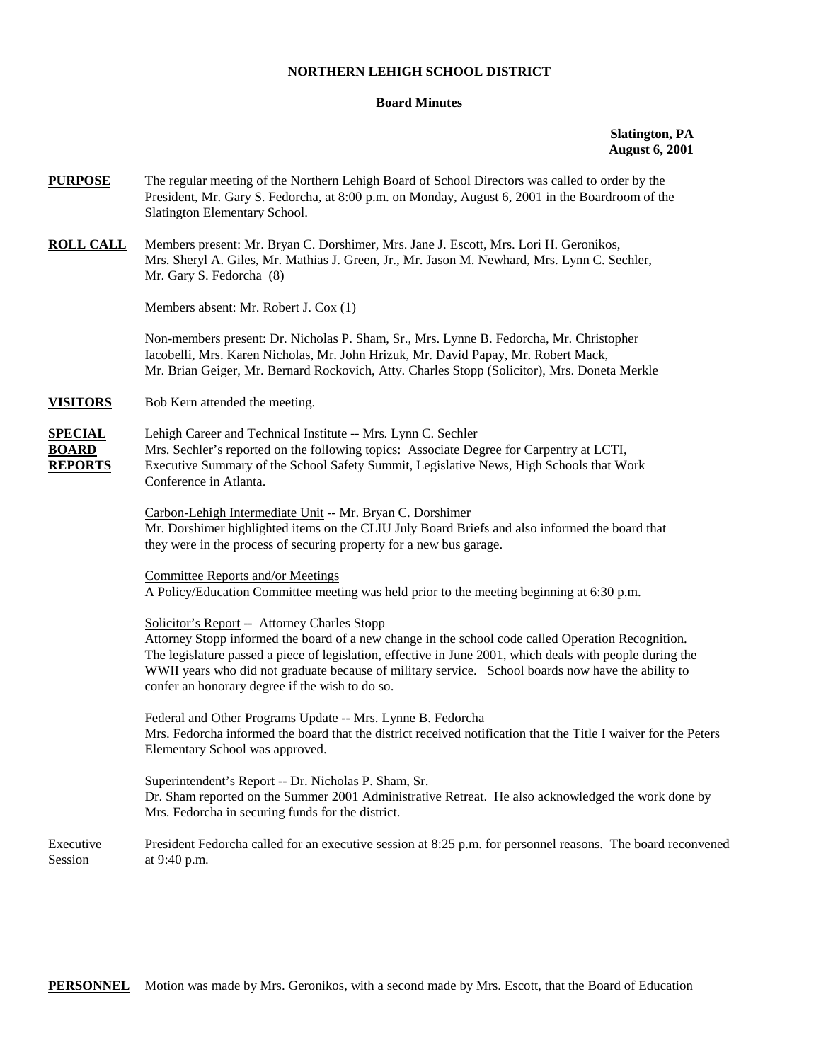# NORTHERN LEHIGH SCHOOL DISTRICT

## Board Minutes

**Slatington, PA**
**August 6, 2001**

**PURPOSE** The regular meeting of the Northern Lehigh Board of School Directors was called to order by the President, Mr. Gary S. Fedorcha, at 8:00 p.m. on Monday, August 6, 2001 in the Boardroom of the Slatington Elementary School.

**ROLL CALL** Members present: Mr. Bryan C. Dorshimer, Mrs. Jane J. Escott, Mrs. Lori H. Geronikos, Mrs. Sheryl A. Giles, Mr. Mathias J. Green, Jr., Mr. Jason M. Newhard, Mrs. Lynn C. Sechler, Mr. Gary S. Fedorcha (8)

Members absent: Mr. Robert J. Cox (1)

Non-members present: Dr. Nicholas P. Sham, Sr., Mrs. Lynne B. Fedorcha, Mr. Christopher Iacobelli, Mrs. Karen Nicholas, Mr. John Hrizuk, Mr. David Papay, Mr. Robert Mack, Mr. Brian Geiger, Mr. Bernard Rockovich, Atty. Charles Stopp (Solicitor), Mrs. Doneta Merkle

**VISITORS** Bob Kern attended the meeting.

**SPECIAL BOARD REPORTS** Lehigh Career and Technical Institute -- Mrs. Lynn C. Sechler
Mrs. Sechler's reported on the following topics: Associate Degree for Carpentry at LCTI, Executive Summary of the School Safety Summit, Legislative News, High Schools that Work Conference in Atlanta.

Carbon-Lehigh Intermediate Unit -- Mr. Bryan C. Dorshimer
Mr. Dorshimer highlighted items on the CLIU July Board Briefs and also informed the board that they were in the process of securing property for a new bus garage.

Committee Reports and/or Meetings
A Policy/Education Committee meeting was held prior to the meeting beginning at 6:30 p.m.

Solicitor's Report -- Attorney Charles Stopp
Attorney Stopp informed the board of a new change in the school code called Operation Recognition. The legislature passed a piece of legislation, effective in June 2001, which deals with people during the WWII years who did not graduate because of military service. School boards now have the ability to confer an honorary degree if the wish to do so.

Federal and Other Programs Update -- Mrs. Lynne B. Fedorcha
Mrs. Fedorcha informed the board that the district received notification that the Title I waiver for the Peters Elementary School was approved.

Superintendent's Report -- Dr. Nicholas P. Sham, Sr.
Dr. Sham reported on the Summer 2001 Administrative Retreat. He also acknowledged the work done by Mrs. Fedorcha in securing funds for the district.

Executive Session President Fedorcha called for an executive session at 8:25 p.m. for personnel reasons. The board reconvened at 9:40 p.m.

**PERSONNEL** Motion was made by Mrs. Geronikos, with a second made by Mrs. Escott, that the Board of Education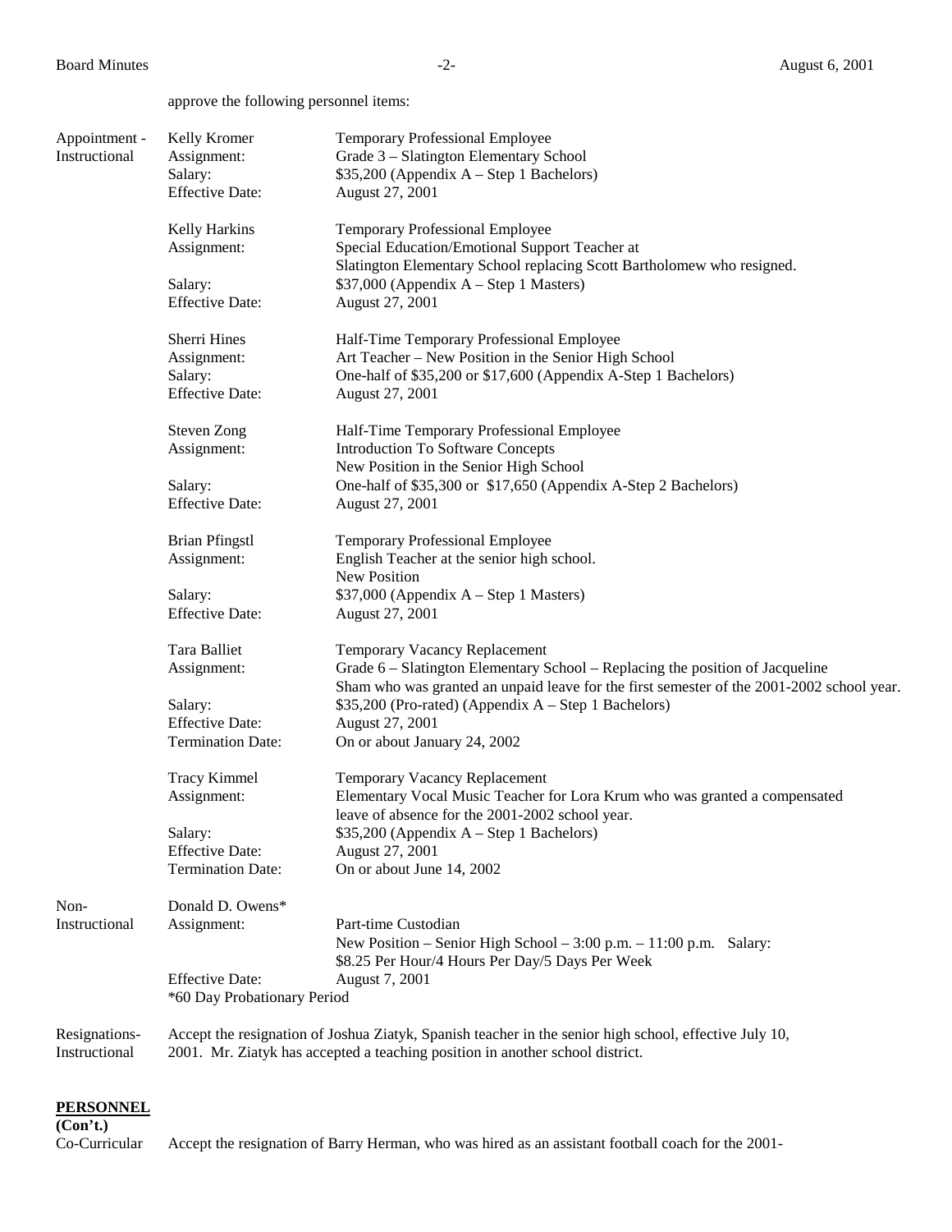approve the following personnel items:

| | | |
|---|---|---|
| Appointment - Instructional | Kelly Kromer | Temporary Professional Employee |
| | Assignment: | Grade 3 – Slatington Elementary School |
| | Salary: | $35,200 (Appendix A – Step 1 Bachelors) |
| | Effective Date: | August 27, 2001 |
| | Kelly Harkins | Temporary Professional Employee |
| | Assignment: | Special Education/Emotional Support Teacher at Slatington Elementary School replacing Scott Bartholomew who resigned. |
| | Salary: | $37,000 (Appendix A – Step 1 Masters) |
| | Effective Date: | August 27, 2001 |
| | Sherri Hines | Half-Time Temporary Professional Employee |
| | Assignment: | Art Teacher – New Position in the Senior High School |
| | Salary: | One-half of $35,200 or $17,600 (Appendix A-Step 1 Bachelors) |
| | Effective Date: | August 27, 2001 |
| | Steven Zong | Half-Time Temporary Professional Employee |
| | Assignment: | Introduction To Software Concepts New Position in the Senior High School |
| | Salary: | One-half of $35,300 or $17,650 (Appendix A-Step 2 Bachelors) |
| | Effective Date: | August 27, 2001 |
| | Brian Pfingstl | Temporary Professional Employee |
| | Assignment: | English Teacher at the senior high school. New Position |
| | Salary: | $37,000 (Appendix A – Step 1 Masters) |
| | Effective Date: | August 27, 2001 |
| | Tara Balliet | Temporary Vacancy Replacement |
| | Assignment: | Grade 6 – Slatington Elementary School – Replacing the position of Jacqueline Sham who was granted an unpaid leave for the first semester of the 2001-2002 school year. |
| | Salary: | $35,200 (Pro-rated) (Appendix A – Step 1 Bachelors) |
| | Effective Date: | August 27, 2001 |
| | Termination Date: | On or about January 24, 2002 |
| | Tracy Kimmel | Temporary Vacancy Replacement |
| | Assignment: | Elementary Vocal Music Teacher for Lora Krum who was granted a compensated leave of absence for the 2001-2002 school year. |
| | Salary: | $35,200 (Appendix A – Step 1 Bachelors) |
| | Effective Date: | August 27, 2001 |
| | Termination Date: | On or about June 14, 2002 |
| Non-Instructional | Donald D. Owens* | |
| | Assignment: | Part-time Custodian New Position – Senior High School – 3:00 p.m. – 11:00 p.m. Salary: $8.25 Per Hour/4 Hours Per Day/5 Days Per Week |
| | Effective Date: | August 7, 2001 |
| | *60 Day Probationary Period | |

Resignations-Instructional: Accept the resignation of Joshua Ziatyk, Spanish teacher in the senior high school, effective July 10, 2001. Mr. Ziatyk has accepted a teaching position in another school district.

**PERSONNEL**
**(Con't.)**

Co-Curricular: Accept the resignation of Barry Herman, who was hired as an assistant football coach for the 2001-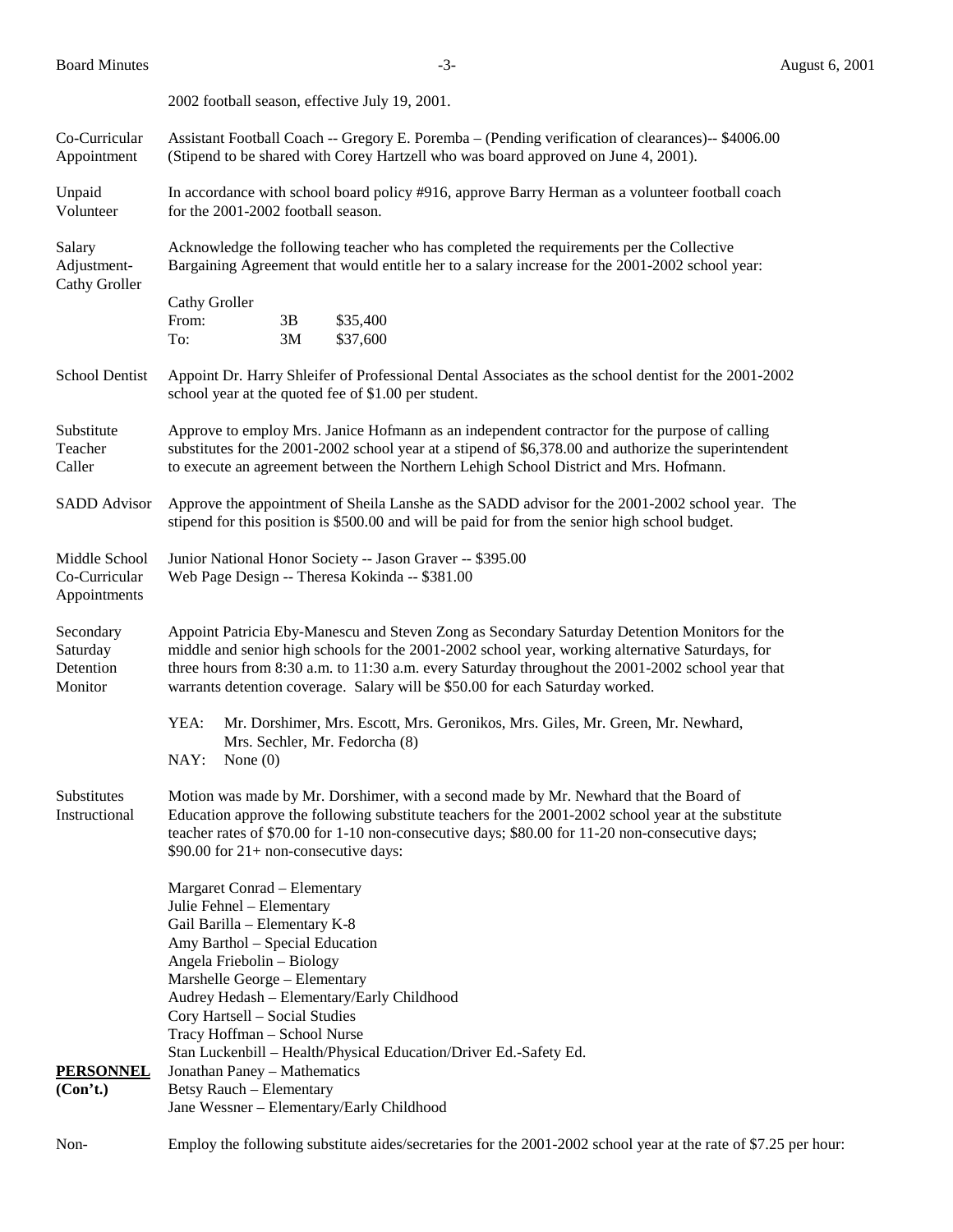2002 football season, effective July 19, 2001.

**Co-Curricular Appointment**

Assistant Football Coach -- Gregory E. Poremba – (Pending verification of clearances)-- $4006.00 (Stipend to be shared with Corey Hartzell who was board approved on June 4, 2001).

**Unpaid Volunteer**

In accordance with school board policy #916, approve Barry Herman as a volunteer football coach for the 2001-2002 football season.

**Salary Adjustment- Cathy Groller**

Acknowledge the following teacher who has completed the requirements per the Collective Bargaining Agreement that would entitle her to a salary increase for the 2001-2002 school year:

Cathy Groller

| | | |
|---|---|---|
| From: | 3B | $35,400 |
| To: | 3M | $37,600 |

**School Dentist**

Appoint Dr. Harry Shleifer of Professional Dental Associates as the school dentist for the 2001-2002 school year at the quoted fee of $1.00 per student.

**Substitute Teacher Caller**

Approve to employ Mrs. Janice Hofmann as an independent contractor for the purpose of calling substitutes for the 2001-2002 school year at a stipend of $6,378.00 and authorize the superintendent to execute an agreement between the Northern Lehigh School District and Mrs. Hofmann.

**SADD Advisor**

Approve the appointment of Sheila Lanshe as the SADD advisor for the 2001-2002 school year. The stipend for this position is $500.00 and will be paid for from the senior high school budget.

**Middle School Co-Curricular Appointments**

Junior National Honor Society -- Jason Graver -- $395.00
Web Page Design -- Theresa Kokinda -- $381.00

**Secondary Saturday Detention Monitor**

Appoint Patricia Eby-Manescu and Steven Zong as Secondary Saturday Detention Monitors for the middle and senior high schools for the 2001-2002 school year, working alternative Saturdays, for three hours from 8:30 a.m. to 11:30 a.m. every Saturday throughout the 2001-2002 school year that warrants detention coverage. Salary will be $50.00 for each Saturday worked.

YEA: Mr. Dorshimer, Mrs. Escott, Mrs. Geronikos, Mrs. Giles, Mr. Green, Mr. Newhard, Mrs. Sechler, Mr. Fedorcha (8)
NAY: None (0)

**Substitutes Instructional**

Motion was made by Mr. Dorshimer, with a second made by Mr. Newhard that the Board of Education approve the following substitute teachers for the 2001-2002 school year at the substitute teacher rates of $70.00 for 1-10 non-consecutive days; $80.00 for 11-20 non-consecutive days; $90.00 for 21+ non-consecutive days:

Margaret Conrad – Elementary
Julie Fehnel – Elementary
Gail Barilla – Elementary K-8
Amy Barthol – Special Education
Angela Friebolin – Biology
Marshelle George – Elementary
Audrey Hedash – Elementary/Early Childhood
Cory Hartsell – Social Studies
Tracy Hoffman – School Nurse
Stan Luckenbill – Health/Physical Education/Driver Ed.-Safety Ed.
Jonathan Paney – Mathematics
Betsy Rauch – Elementary
Jane Wessner – Elementary/Early Childhood

**PERSONNEL (Con't.)**

Non-

Employ the following substitute aides/secretaries for the 2001-2002 school year at the rate of $7.25 per hour: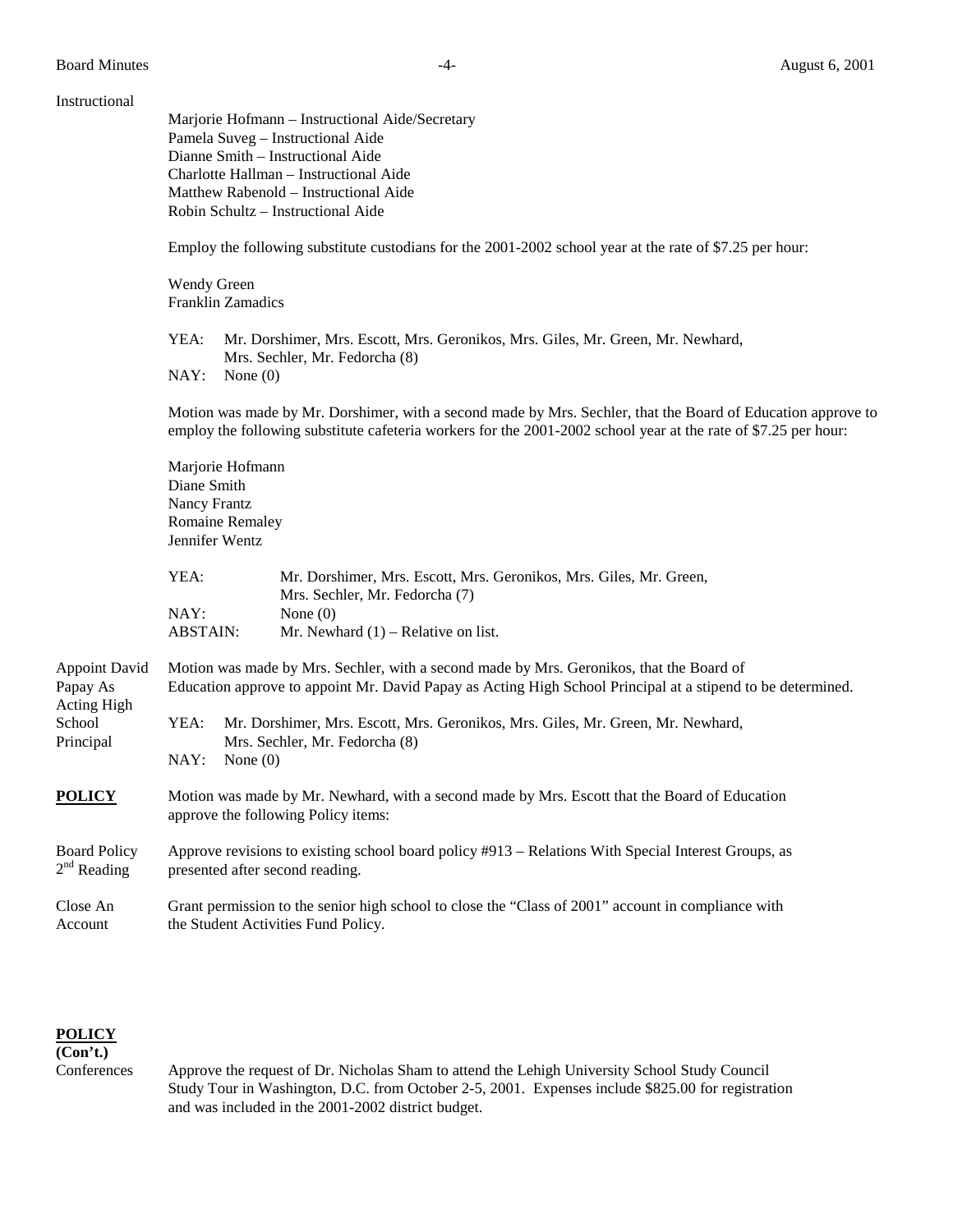Instructional

Marjorie Hofmann – Instructional Aide/Secretary
Pamela Suveg – Instructional Aide
Dianne Smith – Instructional Aide
Charlotte Hallman – Instructional Aide
Matthew Rabenold – Instructional Aide
Robin Schultz – Instructional Aide

Employ the following substitute custodians for the 2001-2002 school year at the rate of $7.25 per hour:

Wendy Green
Franklin Zamadics

YEA: Mr. Dorshimer, Mrs. Escott, Mrs. Geronikos, Mrs. Giles, Mr. Green, Mr. Newhard, Mrs. Sechler, Mr. Fedorcha (8)
NAY: None (0)

Motion was made by Mr. Dorshimer, with a second made by Mrs. Sechler, that the Board of Education approve to employ the following substitute cafeteria workers for the 2001-2002 school year at the rate of $7.25 per hour:

Marjorie Hofmann
Diane Smith
Nancy Frantz
Romaine Remaley
Jennifer Wentz

YEA: Mr. Dorshimer, Mrs. Escott, Mrs. Geronikos, Mrs. Giles, Mr. Green, Mrs. Sechler, Mr. Fedorcha (7)
NAY: None (0)
ABSTAIN: Mr. Newhard (1) – Relative on list.

Appoint David Papay As Acting High School Principal

Motion was made by Mrs. Sechler, with a second made by Mrs. Geronikos, that the Board of Education approve to appoint Mr. David Papay as Acting High School Principal at a stipend to be determined.

YEA: Mr. Dorshimer, Mrs. Escott, Mrs. Geronikos, Mrs. Giles, Mr. Green, Mr. Newhard, Mrs. Sechler, Mr. Fedorcha (8)
NAY: None (0)

**POLICY**

Motion was made by Mr. Newhard, with a second made by Mrs. Escott that the Board of Education approve the following Policy items:

Board Policy 2nd Reading

Approve revisions to existing school board policy #913 – Relations With Special Interest Groups, as presented after second reading.

Close An Account

Grant permission to the senior high school to close the "Class of 2001" account in compliance with the Student Activities Fund Policy.

**POLICY (Con't.)**

Conferences

Approve the request of Dr. Nicholas Sham to attend the Lehigh University School Study Council Study Tour in Washington, D.C. from October 2-5, 2001. Expenses include $825.00 for registration and was included in the 2001-2002 district budget.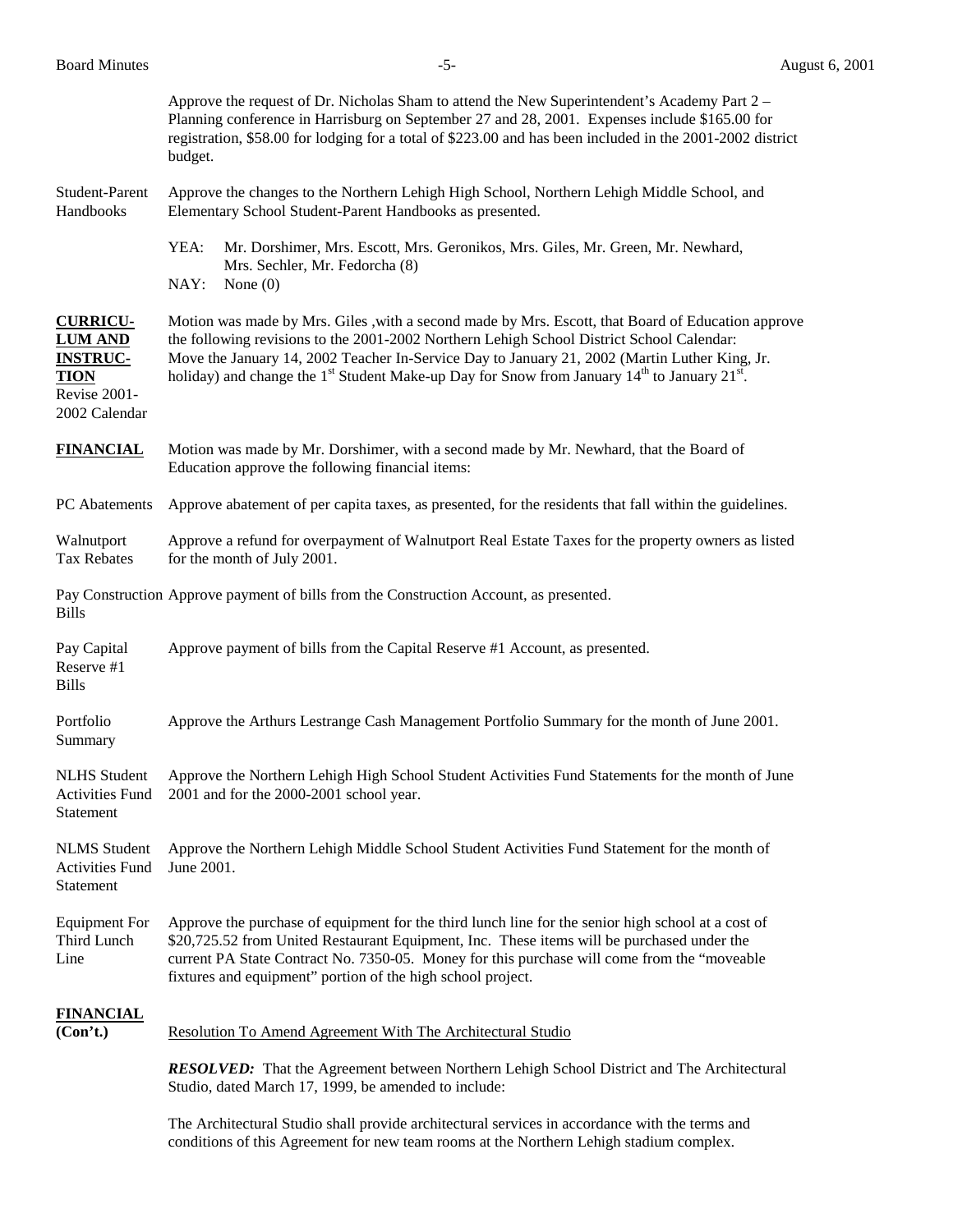Approve the request of Dr. Nicholas Sham to attend the New Superintendent's Academy Part 2 – Planning conference in Harrisburg on September 27 and 28, 2001. Expenses include $165.00 for registration, $58.00 for lodging for a total of $223.00 and has been included in the 2001-2002 district budget.

Student-Parent Handbooks — Approve the changes to the Northern Lehigh High School, Northern Lehigh Middle School, and Elementary School Student-Parent Handbooks as presented.

YEA: Mr. Dorshimer, Mrs. Escott, Mrs. Geronikos, Mrs. Giles, Mr. Green, Mr. Newhard, Mrs. Sechler, Mr. Fedorcha (8)
NAY: None (0)

**CURRICULUM AND INSTRUCTION**

Revise 2001-2002 Calendar — Motion was made by Mrs. Giles ,with a second made by Mrs. Escott, that Board of Education approve the following revisions to the 2001-2002 Northern Lehigh School District School Calendar: Move the January 14, 2002 Teacher In-Service Day to January 21, 2002 (Martin Luther King, Jr. holiday) and change the 1st Student Make-up Day for Snow from January 14th to January 21st.

**FINANCIAL**

Motion was made by Mr. Dorshimer, with a second made by Mr. Newhard, that the Board of Education approve the following financial items:

PC Abatements — Approve abatement of per capita taxes, as presented, for the residents that fall within the guidelines.

Walnutport Tax Rebates — Approve a refund for overpayment of Walnutport Real Estate Taxes for the property owners as listed for the month of July 2001.

Pay Construction Bills — Approve payment of bills from the Construction Account, as presented.

Pay Capital Reserve #1 Bills — Approve payment of bills from the Capital Reserve #1 Account, as presented.

Portfolio Summary — Approve the Arthurs Lestrange Cash Management Portfolio Summary for the month of June 2001.

NLHS Student Activities Fund Statement — Approve the Northern Lehigh High School Student Activities Fund Statements for the month of June 2001 and for the 2000-2001 school year.

NLMS Student Activities Fund Statement — Approve the Northern Lehigh Middle School Student Activities Fund Statement for the month of June 2001.

Equipment For Third Lunch Line — Approve the purchase of equipment for the third lunch line for the senior high school at a cost of $20,725.52 from United Restaurant Equipment, Inc. These items will be purchased under the current PA State Contract No. 7350-05. Money for this purchase will come from the "moveable fixtures and equipment" portion of the high school project.

**FINANCIAL (Con't.)**

Resolution To Amend Agreement With The Architectural Studio

***RESOLVED:*** That the Agreement between Northern Lehigh School District and The Architectural Studio, dated March 17, 1999, be amended to include:

The Architectural Studio shall provide architectural services in accordance with the terms and conditions of this Agreement for new team rooms at the Northern Lehigh stadium complex.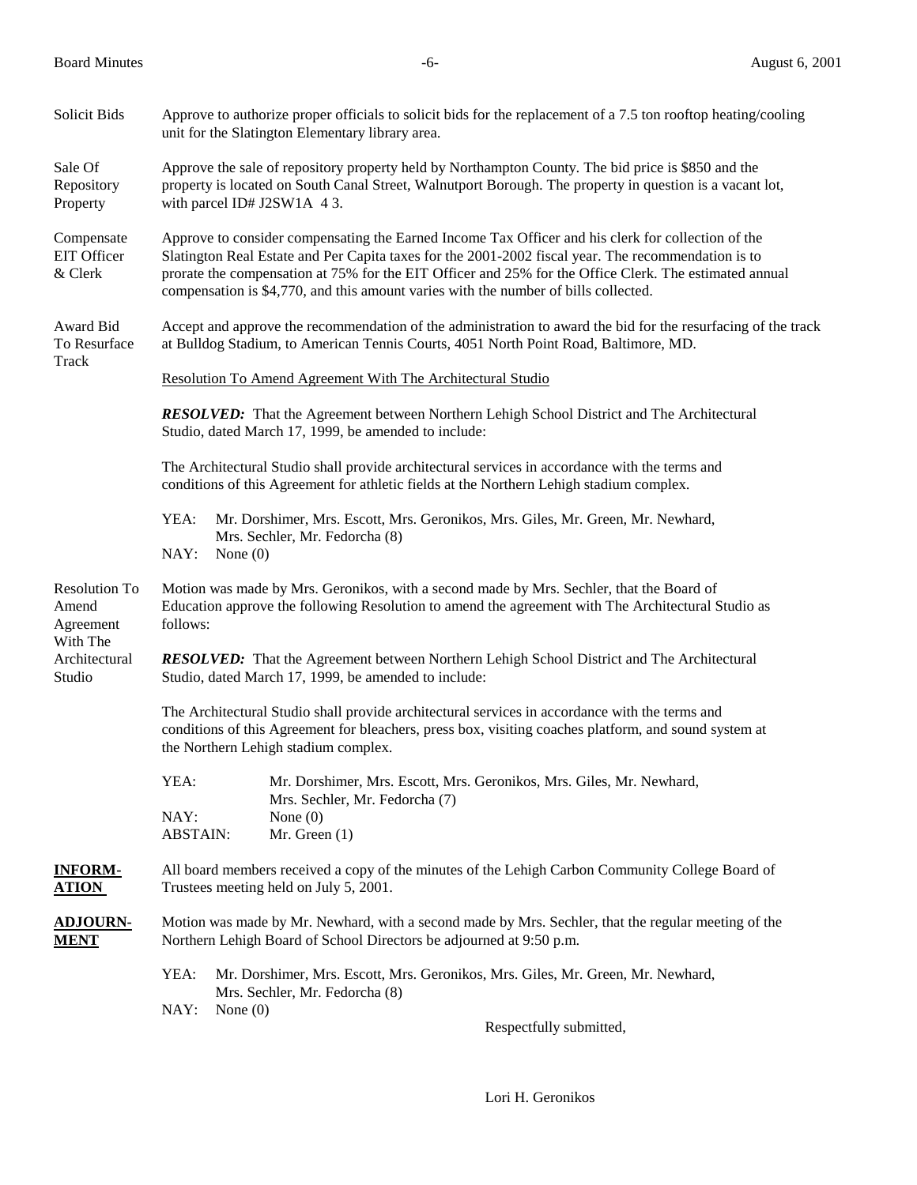**Solicit Bids** — Approve to authorize proper officials to solicit bids for the replacement of a 7.5 ton rooftop heating/cooling unit for the Slatington Elementary library area.

**Sale Of Repository Property** — Approve the sale of repository property held by Northampton County. The bid price is $850 and the property is located on South Canal Street, Walnutport Borough. The property in question is a vacant lot, with parcel ID# J2SW1A 4 3.

**Compensate EIT Officer & Clerk** — Approve to consider compensating the Earned Income Tax Officer and his clerk for collection of the Slatington Real Estate and Per Capita taxes for the 2001-2002 fiscal year. The recommendation is to prorate the compensation at 75% for the EIT Officer and 25% for the Office Clerk. The estimated annual compensation is $4,770, and this amount varies with the number of bills collected.

**Award Bid To Resurface Track** — Accept and approve the recommendation of the administration to award the bid for the resurfacing of the track at Bulldog Stadium, to American Tennis Courts, 4051 North Point Road, Baltimore, MD.

Resolution To Amend Agreement With The Architectural Studio

***RESOLVED:*** That the Agreement between Northern Lehigh School District and The Architectural Studio, dated March 17, 1999, be amended to include:

The Architectural Studio shall provide architectural services in accordance with the terms and conditions of this Agreement for athletic fields at the Northern Lehigh stadium complex.

YEA: Mr. Dorshimer, Mrs. Escott, Mrs. Geronikos, Mrs. Giles, Mr. Green, Mr. Newhard, Mrs. Sechler, Mr. Fedorcha (8)
NAY: None (0)

**Resolution To Amend Agreement With The Architectural Studio** — Motion was made by Mrs. Geronikos, with a second made by Mrs. Sechler, that the Board of Education approve the following Resolution to amend the agreement with The Architectural Studio as follows:

***RESOLVED:*** That the Agreement between Northern Lehigh School District and The Architectural Studio, dated March 17, 1999, be amended to include:

The Architectural Studio shall provide architectural services in accordance with the terms and conditions of this Agreement for bleachers, press box, visiting coaches platform, and sound system at the Northern Lehigh stadium complex.

YEA: Mr. Dorshimer, Mrs. Escott, Mrs. Geronikos, Mrs. Giles, Mr. Newhard, Mrs. Sechler, Mr. Fedorcha (7)
NAY: None (0)
ABSTAIN: Mr. Green (1)

**INFORMATION** — All board members received a copy of the minutes of the Lehigh Carbon Community College Board of Trustees meeting held on July 5, 2001.

**ADJOURNMENT** — Motion was made by Mr. Newhard, with a second made by Mrs. Sechler, that the regular meeting of the Northern Lehigh Board of School Directors be adjourned at 9:50 p.m.

YEA: Mr. Dorshimer, Mrs. Escott, Mrs. Geronikos, Mrs. Giles, Mr. Green, Mr. Newhard, Mrs. Sechler, Mr. Fedorcha (8)
NAY: None (0)

Respectfully submitted,

Lori H. Geronikos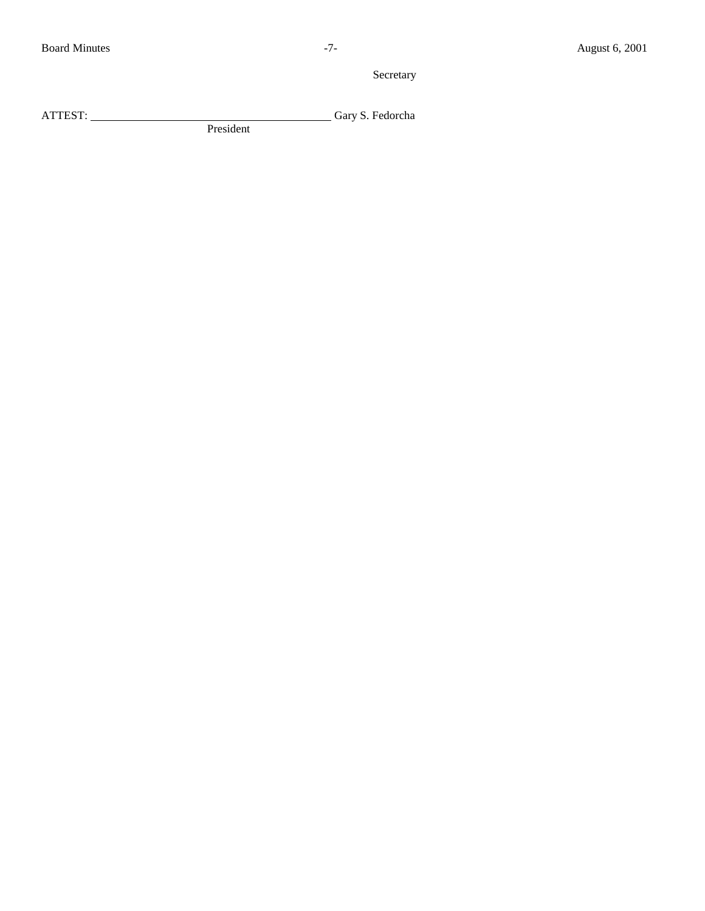Secretary

ATTEST: \_\_\_\_\_\_\_\_\_\_\_\_\_\_\_\_\_\_\_\_\_\_\_\_\_\_\_\_\_\_\_\_\_\_\_\_\_\_\_\_ Gary S. Fedorcha

President